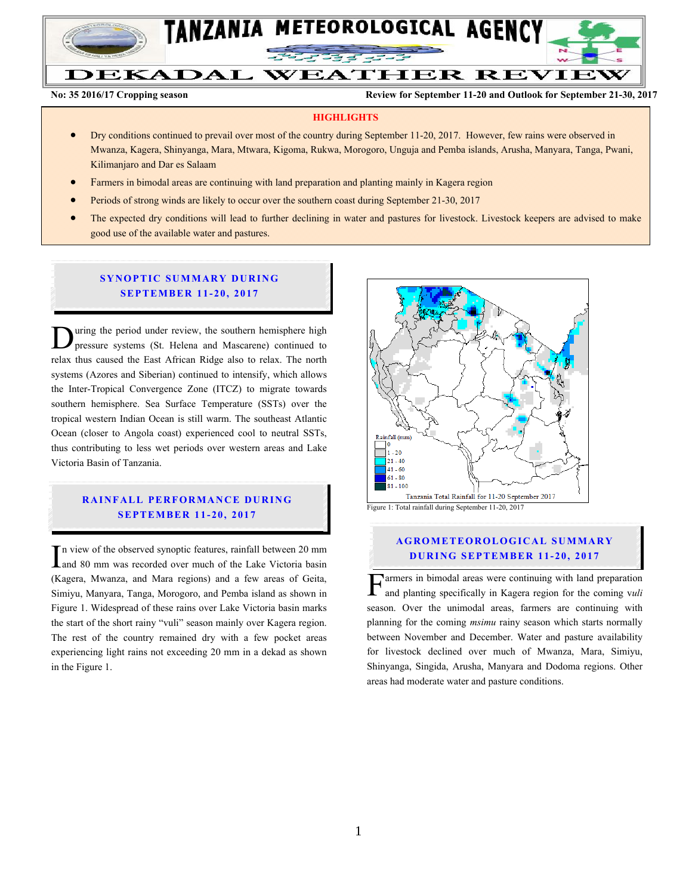# TANZANIA METEOROLOGICAL AGENCY

## DEKADAL WEATHER REVIEW

**No: 35 2016/17 Cropping season** **Review for September 11-20 and Outlook for September 21-30, 2017**

### HIGHLIGHTS

- Dry conditions continued to prevail over most of the country during September 11-20, 2017. However, few rains were observed in Mwanza, Kagera, Shinyanga, Mara, Mtwara, Kigoma, Rukwa, Morogoro, Unguja and Pemba islands, Arusha, Manyara, Tanga, Pwani, Kilimanjaro and Dar es Salaam
- Farmers in bimodal areas are continuing with land preparation and planting mainly in Kagera region
- Periods of strong winds are likely to occur over the southern coast during September 21-30, 2017
- The expected dry conditions will lead to further declining in water and pastures for livestock. Livestock keepers are advised to make good use of the available water and pastures.

## SYNOPTIC SUMMARY DURING SEPTEMBER 11-20, 2017

During the period under review, the southern hemisphere high pressure systems (St. Helena and Mascarene) continued to relax thus caused the East African Ridge also to relax. The north systems (Azores and Siberian) continued to intensify, which allows the Inter-Tropical Convergence Zone (ITCZ) to migrate towards southern hemisphere. Sea Surface Temperature (SSTs) over the tropical western Indian Ocean is still warm. The southeast Atlantic Ocean (closer to Angola coast) experienced cool to neutral SSTs, thus contributing to less wet periods over western areas and Lake Victoria Basin of Tanzania.

## RAINFALL PERFORMANCE DURING SEPTEMBER 11-20, 2017

In view of the observed synoptic features, rainfall between 20 mm and 80 mm was recorded over much of the Lake Victoria basin (Kagera, Mwanza, and Mara regions) and a few areas of Geita, Simiyu, Manyara, Tanga, Morogoro, and Pemba island as shown in Figure 1. Widespread of these rains over Lake Victoria basin marks the start of the short rainy "vuli" season mainly over Kagera region. The rest of the country remained dry with a few pocket areas experiencing light rains not exceeding 20 mm in a dekad as shown in the Figure 1.

Rainfall (mm): 0; 1 - 20; 21 - 40; 41 - 60; 61 - 80; 81 - 100

Tanzania Total Rainfall for 11-20 September 2017

Figure 1: Total rainfall during September 11-20, 2017

## AGROMETEOROLOGICAL SUMMARY DURING SEPTEMBER 11-20, 2017

Farmers in bimodal areas were continuing with land preparation and planting specifically in Kagera region for the coming v*uli* season. Over the unimodal areas, farmers are continuing with planning for the coming *msimu* rainy season which starts normally between November and December. Water and pasture availability for livestock declined over much of Mwanza, Mara, Simiyu, Shinyanga, Singida, Arusha, Manyara and Dodoma regions. Other areas had moderate water and pasture conditions.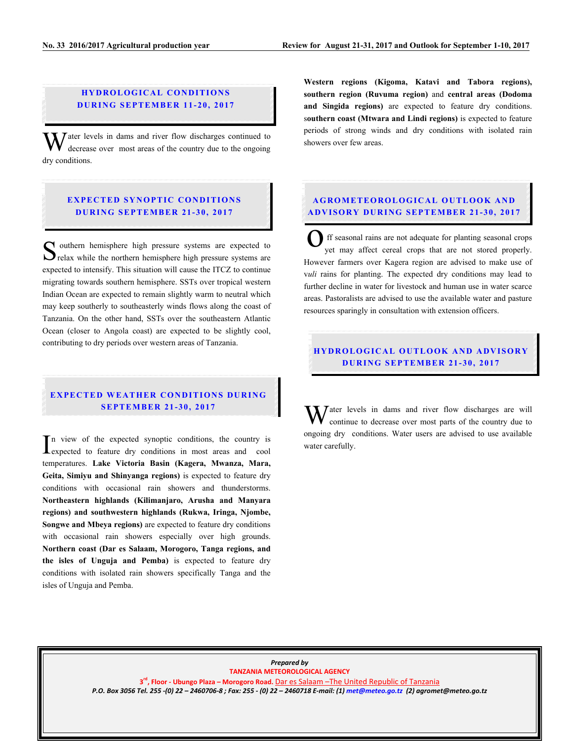## HYDROLOGICAL CONDITIONS DURING SEPTEMBER 11-20, 2017

Water levels in dams and river flow discharges continued to decrease over most areas of the country due to the ongoing dry conditions.

## EXPECTED SYNOPTIC CONDITIONS DURING SEPTEMBER 21-30, 2017

Southern hemisphere high pressure systems are expected to relax while the northern hemisphere high pressure systems are expected to intensify. This situation will cause the ITCZ to continue migrating towards southern hemisphere. SSTs over tropical western Indian Ocean are expected to remain slightly warm to neutral which may keep southerly to southeasterly winds flows along the coast of Tanzania. On the other hand, SSTs over the southeastern Atlantic Ocean (closer to Angola coast) are expected to be slightly cool, contributing to dry periods over western areas of Tanzania.

## EXPECTED WEATHER CONDITIONS DURING SEPTEMBER 21-30, 2017

In view of the expected synoptic conditions, the country is expected to feature dry conditions in most areas and cool temperatures. **Lake Victoria Basin (Kagera, Mwanza, Mara, Geita, Simiyu and Shinyanga regions)** is expected to feature dry conditions with occasional rain showers and thunderstorms. **Northeastern highlands (Kilimanjaro, Arusha and Manyara regions) and southwestern highlands (Rukwa, Iringa, Njombe, Songwe and Mbeya regions)** are expected to feature dry conditions with occasional rain showers especially over high grounds. **Northern coast (Dar es Salaam, Morogoro, Tanga regions, and the isles of Unguja and Pemba)** is expected to feature dry conditions with isolated rain showers specifically Tanga and the isles of Unguja and Pemba.

**Western regions (Kigoma, Katavi and Tabora regions), southern region (Ruvuma region)** and **central areas (Dodoma and Singida regions)** are expected to feature dry conditions. s**outhern coast (Mtwara and Lindi regions)** is expected to feature periods of strong winds and dry conditions with isolated rain showers over few areas.

## AGROMETEOROLOGICAL OUTLOOK AND ADVISORY DURING SEPTEMBER 21-30, 2017

Off seasonal rains are not adequate for planting seasonal crops yet may affect cereal crops that are not stored properly. However farmers over Kagera region are advised to make use of v*uli* rains for planting. The expected dry conditions may lead to further decline in water for livestock and human use in water scarce areas. Pastoralists are advised to use the available water and pasture resources sparingly in consultation with extension officers.

## HYDROLOGICAL OUTLOOK AND ADVISORY DURING SEPTEMBER 21-30, 2017

Water levels in dams and river flow discharges are will continue to decrease over most parts of the country due to ongoing dry conditions. Water users are advised to use available water carefully.

*Prepared by*

**TANZANIA METEOROLOGICAL AGENCY**

**3rd, Floor - Ubungo Plaza – Morogoro Road.** Dar es Salaam –The United Republic of Tanzania

*P.O. Box 3056 Tel. 255 -(0) 22 – 2460706-8 ; Fax: 255 - (0) 22 – 2460718 E-mail: (1) met@meteo.go.tz (2) agromet@meteo.go.tz*